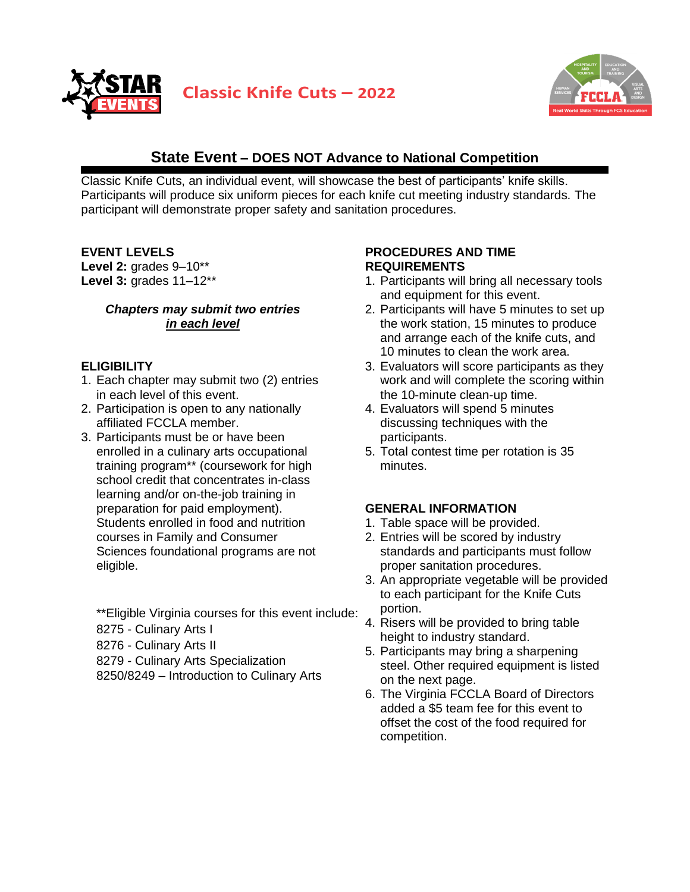# Classic Knife Cuts – 2022

## State Event – DOES NOT Advance to National Competition

Classic Knife Cuts, an individual event, will showcase the best of participants' knife skills. Participants will produce six uniform pieces for each knife cut meeting industry standards. The participant will demonstrate proper safety and sanitation procedures.

### EVENT LEVELS

**Level 2:** grades 9–10**
**Level 3:** grades 11–12**

***Chapters may submit two entries in each level***

### ELIGIBILITY

1. Each chapter may submit two (2) entries in each level of this event.
2. Participation is open to any nationally affiliated FCCLA member.
3. Participants must be or have been enrolled in a culinary arts occupational training program** (coursework for high school credit that concentrates in-class learning and/or on-the-job training in preparation for paid employment). Students enrolled in food and nutrition courses in Family and Consumer Sciences foundational programs are not eligible.

**Eligible Virginia courses for this event include:
8275 - Culinary Arts I
8276 - Culinary Arts II
8279 - Culinary Arts Specialization
8250/8249 – Introduction to Culinary Arts

### PROCEDURES AND TIME REQUIREMENTS

1. Participants will bring all necessary tools and equipment for this event.
2. Participants will have 5 minutes to set up the work station, 15 minutes to produce and arrange each of the knife cuts, and 10 minutes to clean the work area.
3. Evaluators will score participants as they work and will complete the scoring within the 10-minute clean-up time.
4. Evaluators will spend 5 minutes discussing techniques with the participants.
5. Total contest time per rotation is 35 minutes.

### GENERAL INFORMATION

1. Table space will be provided.
2. Entries will be scored by industry standards and participants must follow proper sanitation procedures.
3. An appropriate vegetable will be provided to each participant for the Knife Cuts portion.
4. Risers will be provided to bring table height to industry standard.
5. Participants may bring a sharpening steel. Other required equipment is listed on the next page.
6. The Virginia FCCLA Board of Directors added a $5 team fee for this event to offset the cost of the food required for competition.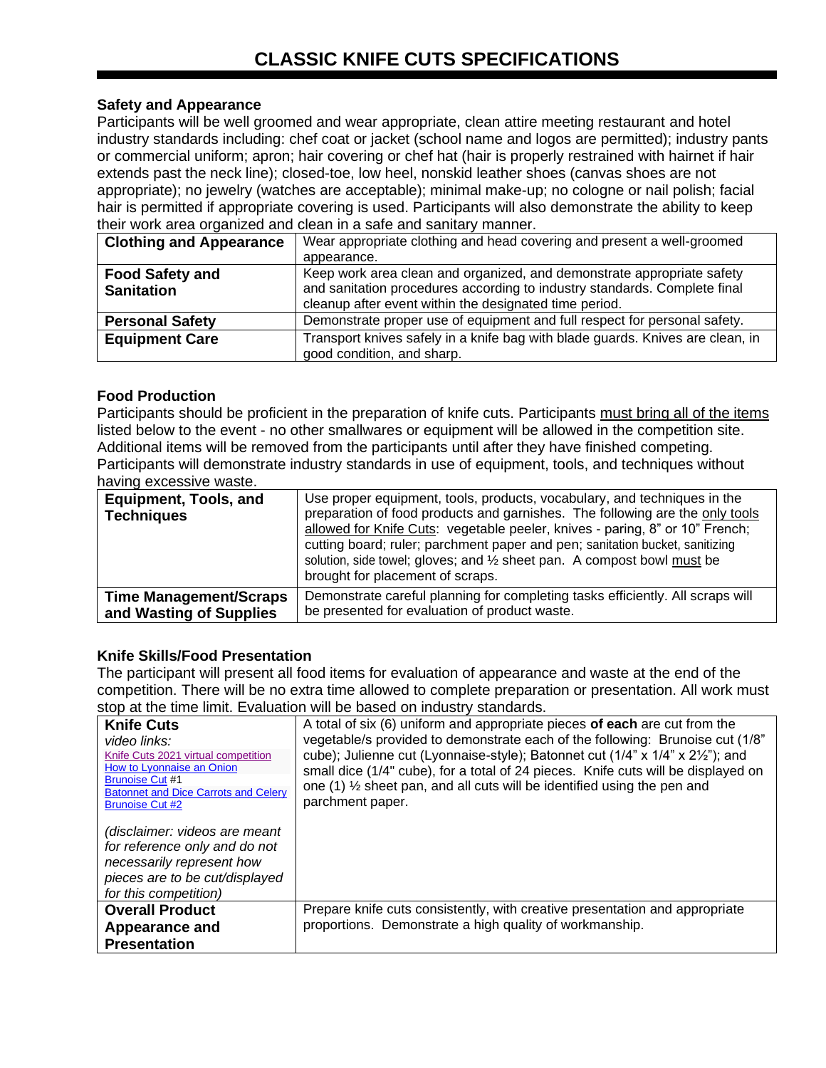# CLASSIC KNIFE CUTS SPECIFICATIONS

### Safety and Appearance

Participants will be well groomed and wear appropriate, clean attire meeting restaurant and hotel industry standards including: chef coat or jacket (school name and logos are permitted); industry pants or commercial uniform; apron; hair covering or chef hat (hair is properly restrained with hairnet if hair extends past the neck line); closed-toe, low heel, nonskid leather shoes (canvas shoes are not appropriate); no jewelry (watches are acceptable); minimal make-up; no cologne or nail polish; facial hair is permitted if appropriate covering is used. Participants will also demonstrate the ability to keep their work area organized and clean in a safe and sanitary manner.

| | |
|---|---|
| **Clothing and Appearance** | Wear appropriate clothing and head covering and present a well-groomed appearance. |
| **Food Safety and Sanitation** | Keep work area clean and organized, and demonstrate appropriate safety and sanitation procedures according to industry standards. Complete final cleanup after event within the designated time period. |
| **Personal Safety** | Demonstrate proper use of equipment and full respect for personal safety. |
| **Equipment Care** | Transport knives safely in a knife bag with blade guards. Knives are clean, in good condition, and sharp. |

### Food Production

Participants should be proficient in the preparation of knife cuts. Participants must bring all of the items listed below to the event - no other smallwares or equipment will be allowed in the competition site. Additional items will be removed from the participants until after they have finished competing. Participants will demonstrate industry standards in use of equipment, tools, and techniques without having excessive waste.

| | |
|---|---|
| **Equipment, Tools, and Techniques** | Use proper equipment, tools, products, vocabulary, and techniques in the preparation of food products and garnishes. The following are the only tools allowed for Knife Cuts: vegetable peeler, knives - paring, 8" or 10" French; cutting board; ruler; parchment paper and pen; sanitation bucket, sanitizing solution, side towel; gloves; and ½ sheet pan. A compost bowl must be brought for placement of scraps. |
| **Time Management/Scraps and Wasting of Supplies** | Demonstrate careful planning for completing tasks efficiently. All scraps will be presented for evaluation of product waste. |

### Knife Skills/Food Presentation

The participant will present all food items for evaluation of appearance and waste at the end of the competition. There will be no extra time allowed to complete preparation or presentation. All work must stop at the time limit. Evaluation will be based on industry standards.

| | |
|---|---|
| **Knife Cuts**<br>*video links:*<br>Knife Cuts 2021 virtual competition<br>How to Lyonnaise an Onion<br>Brunoise Cut #1<br>Batonnet and Dice Carrots and Celery<br>Brunoise Cut #2<br><br>*(disclaimer: videos are meant for reference only and do not necessarily represent how pieces are to be cut/displayed for this competition)* | A total of six (6) uniform and appropriate pieces **of each** are cut from the vegetable/s provided to demonstrate each of the following: Brunoise cut (1/8" cube); Julienne cut (Lyonnaise-style); Batonnet cut (1/4" x 1/4" x 2½"); and small dice (1/4" cube), for a total of 24 pieces. Knife cuts will be displayed on one (1) ½ sheet pan, and all cuts will be identified using the pen and parchment paper. |
| **Overall Product Appearance and Presentation** | Prepare knife cuts consistently, with creative presentation and appropriate proportions. Demonstrate a high quality of workmanship. |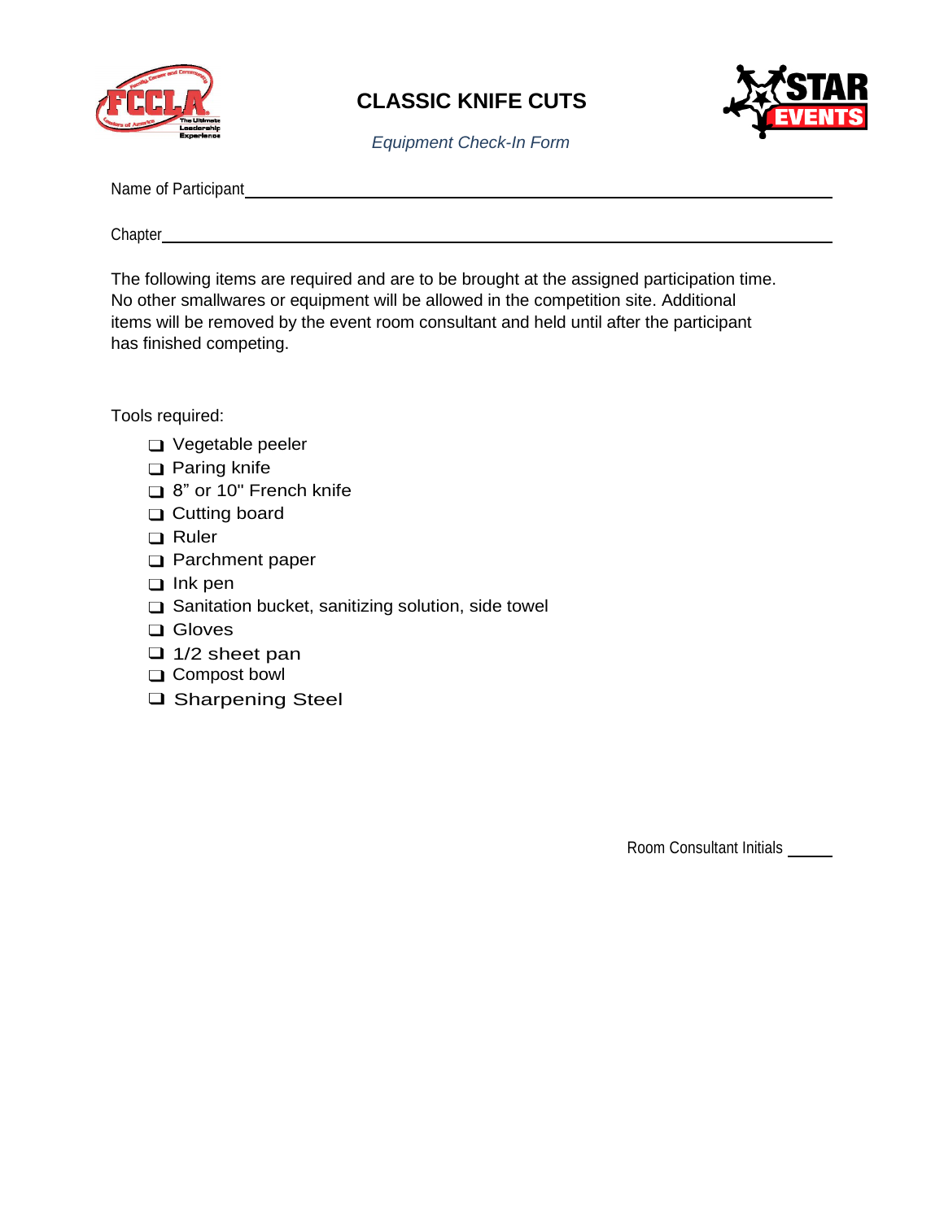# CLASSIC KNIFE CUTS

*Equipment Check-In Form*

Name of Participant\_\_\_\_\_\_\_\_\_\_\_\_\_\_\_\_\_\_\_\_\_\_\_\_\_\_\_\_\_\_\_\_\_\_\_\_\_\_\_\_\_\_\_\_\_\_\_\_

Chapter\_\_\_\_\_\_\_\_\_\_\_\_\_\_\_\_\_\_\_\_\_\_\_\_\_\_\_\_\_\_\_\_\_\_\_\_\_\_\_\_\_\_\_\_\_\_\_\_\_\_\_\_\_\_\_\_

The following items are required and are to be brought at the assigned participation time. No other smallwares or equipment will be allowed in the competition site. Additional items will be removed by the event room consultant and held until after the participant has finished competing.

Tools required:

- ❑ Vegetable peeler
- ❑ Paring knife
- ❑ 8" or 10" French knife
- ❑ Cutting board
- ❑ Ruler
- ❑ Parchment paper
- ❑ Ink pen
- ❑ Sanitation bucket, sanitizing solution, side towel
- ❑ Gloves
- ❑ 1/2 sheet pan
- ❑ Compost bowl
- ❑ Sharpening Steel

Room Consultant Initials \_\_\_\_\_\_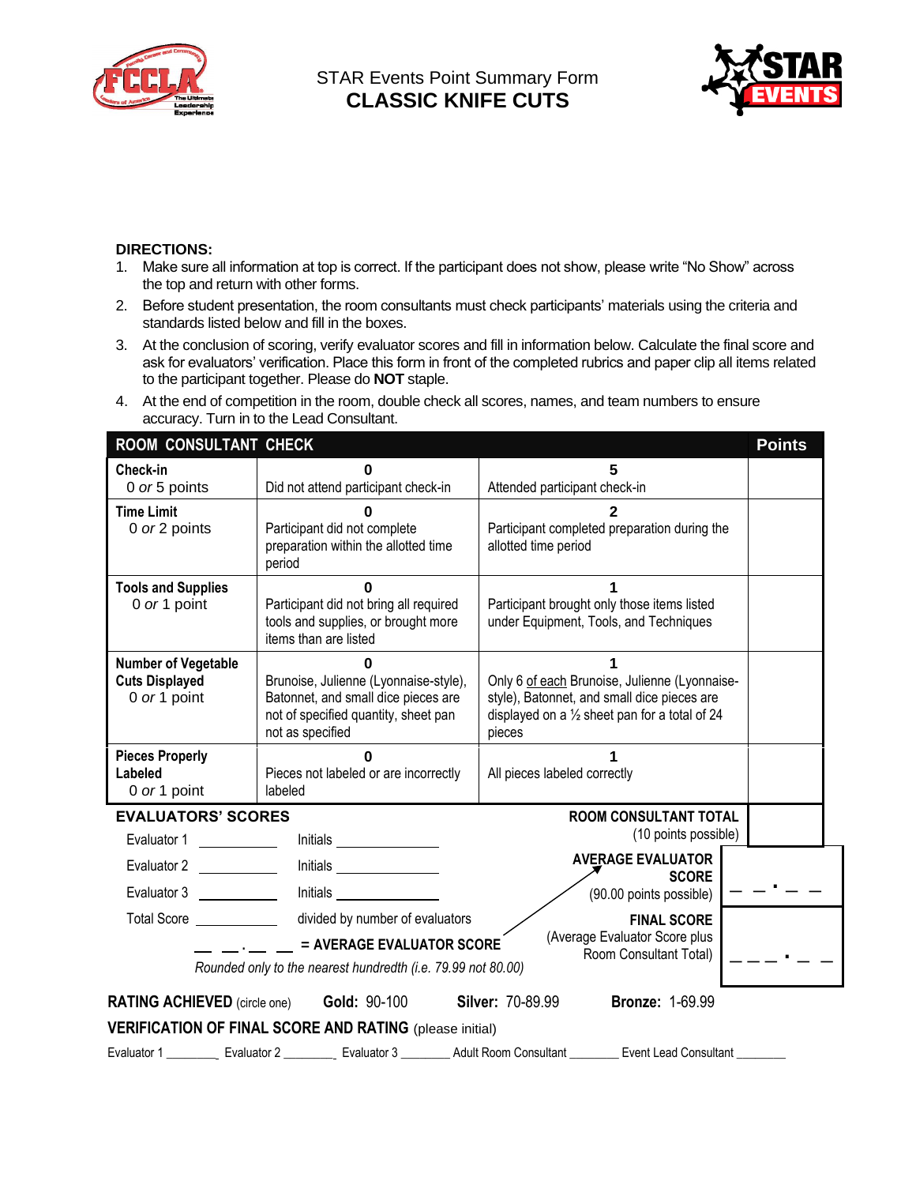STAR Events Point Summary Form

# CLASSIC KNIFE CUTS

**DIRECTIONS:**

1. Make sure all information at top is correct. If the participant does not show, please write “No Show” across the top and return with other forms.
2. Before student presentation, the room consultants must check participants’ materials using the criteria and standards listed below and fill in the boxes.
3. At the conclusion of scoring, verify evaluator scores and fill in information below. Calculate the final score and ask for evaluators’ verification. Place this form in front of the completed rubrics and paper clip all items related to the participant together. Please do **NOT** staple.
4. At the end of competition in the room, double check all scores, names, and team numbers to ensure accuracy. Turn in to the Lead Consultant.

| ROOM CONSULTANT CHECK | | | Points |
|---|---|---|---|
| **Check-in** 0 *or* 5 points | **0** Did not attend participant check-in | **5** Attended participant check-in | |
| **Time Limit** 0 *or* 2 points | **0** Participant did not complete preparation within the allotted time period | **2** Participant completed preparation during the allotted time period | |
| **Tools and Supplies** 0 *or* 1 point | **0** Participant did not bring all required tools and supplies, or brought more items than are listed | **1** Participant brought only those items listed under Equipment, Tools, and Techniques | |
| **Number of Vegetable Cuts Displayed** 0 *or* 1 point | **0** Brunoise, Julienne (Lyonnaise-style), Batonnet, and small dice pieces are not of specified quantity, sheet pan not as specified | **1** Only 6 of each Brunoise, Julienne (Lyonnaise-style), Batonnet, and small dice pieces are displayed on a ½ sheet pan for a total of 24 pieces | |
| **Pieces Properly Labeled** 0 *or* 1 point | **0** Pieces not labeled or are incorrectly labeled | **1** All pieces labeled correctly | |

**EVALUATORS’ SCORES**

Evaluator 1 __________ Initials ____________

Evaluator 2 __________ Initials ____________

Evaluator 3 __________ Initials ____________

Total Score __________ divided by number of evaluators

__ __.__ __ = **AVERAGE EVALUATOR SCORE**

*Rounded only to the nearest hundredth (i.e. 79.99 not 80.00)*

| | |
|---|---|
| **ROOM CONSULTANT TOTAL** (10 points possible) | |
| **AVERAGE EVALUATOR SCORE** (90.00 points possible) | __ __.__ __ |
| **FINAL SCORE** (Average Evaluator Score plus Room Consultant Total) | __ __ __.__ __ |

**RATING ACHIEVED** (circle one) **Gold:** 90-100 **Silver:** 70-89.99 **Bronze:** 1-69.99

**VERIFICATION OF FINAL SCORE AND RATING** (please initial)

Evaluator 1 ________ Evaluator 2 ________ Evaluator 3 ________ Adult Room Consultant ________ Event Lead Consultant ________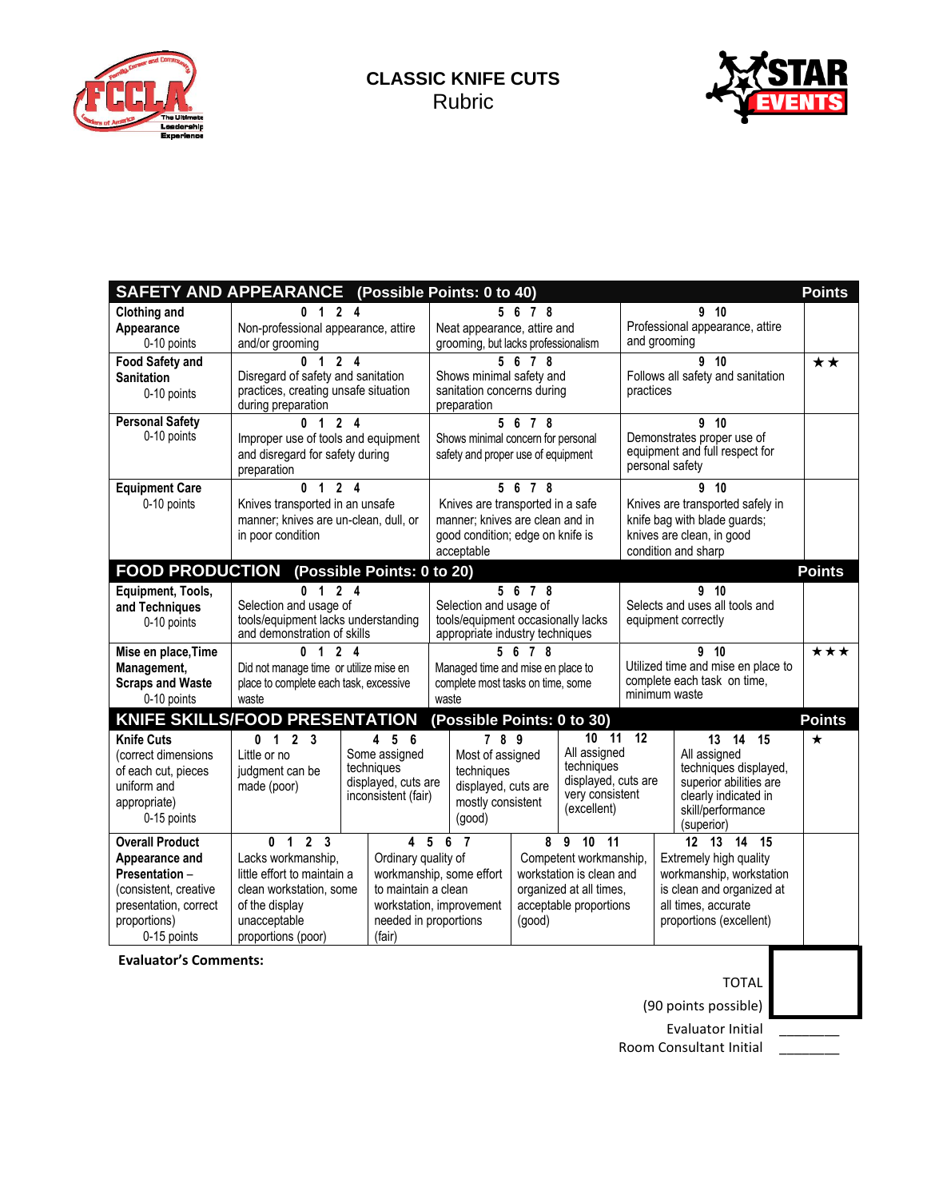# CLASSIC KNIFE CUTS

Rubric

| SAFETY AND APPEARANCE (Possible Points: 0 to 40) | | | | Points |
|---|---|---|---|---|
| **Clothing and Appearance** 0-10 points | 0 1 2 4 Non-professional appearance, attire and/or grooming | 5 6 7 8 Neat appearance, attire and grooming, but lacks professionalism | 9 10 Professional appearance, attire and grooming | |
| **Food Safety and Sanitation** 0-10 points | 0 1 2 4 Disregard of safety and sanitation practices, creating unsafe situation during preparation | 5 6 7 8 Shows minimal safety and sanitation concerns during preparation | 9 10 Follows all safety and sanitation practices | ★★ |
| **Personal Safety** 0-10 points | 0 1 2 4 Improper use of tools and equipment and disregard for safety during preparation | 5 6 7 8 Shows minimal concern for personal safety and proper use of equipment | 9 10 Demonstrates proper use of equipment and full respect for personal safety | |
| **Equipment Care** 0-10 points | 0 1 2 4 Knives transported in an unsafe manner; knives are un-clean, dull, or in poor condition | 5 6 7 8 Knives are transported in a safe manner; knives are clean and in good condition; edge on knife is acceptable | 9 10 Knives are transported safely in knife bag with blade guards; knives are clean, in good condition and sharp | |

| FOOD PRODUCTION (Possible Points: 0 to 20) | | | | Points |
|---|---|---|---|---|
| **Equipment, Tools, and Techniques** 0-10 points | 0 1 2 4 Selection and usage of tools/equipment lacks understanding and demonstration of skills | 5 6 7 8 Selection and usage of tools/equipment occasionally lacks appropriate industry techniques | 9 10 Selects and uses all tools and equipment correctly | |
| **Mise en place, Time Management, Scraps and Waste** 0-10 points | 0 1 2 4 Did not manage time or utilize mise en place to complete each task, excessive waste | 5 6 7 8 Managed time and mise en place to complete most tasks on time, some waste | 9 10 Utilized time and mise en place to complete each task on time, minimum waste | ★★★ |

| KNIFE SKILLS/FOOD PRESENTATION (Possible Points: 0 to 30) | | | | | | Points |
|---|---|---|---|---|---|---|
| **Knife Cuts** (correct dimensions of each cut, pieces uniform and appropriate) 0-15 points | 0 1 2 3 Little or no judgment can be made (poor) | 4 5 6 Some assigned techniques displayed, cuts are inconsistent (fair) | 7 8 9 Most of assigned techniques displayed, cuts are mostly consistent (good) | 10 11 12 All assigned techniques displayed, cuts are very consistent (excellent) | 13 14 15 All assigned techniques displayed, superior abilities are clearly indicated in skill/performance (superior) | ★ |
| **Overall Product Appearance and Presentation** – (consistent, creative presentation, correct proportions) 0-15 points | 0 1 2 3 Lacks workmanship, little effort to maintain a clean workstation, some of the display unacceptable proportions (poor) | 4 5 6 7 Ordinary quality of workmanship, some effort to maintain a clean workstation, improvement needed in proportions (fair) | 8 9 10 11 Competent workmanship, workstation is clean and organized at all times, acceptable proportions (good) | 12 13 14 15 Extremely high quality workmanship, workstation is clean and organized at all times, accurate proportions (excellent) | | |

**Evaluator's Comments:**

TOTAL
(90 points possible)

Evaluator Initial \_\_\_\_\_\_\_\_

Room Consultant Initial \_\_\_\_\_\_\_\_